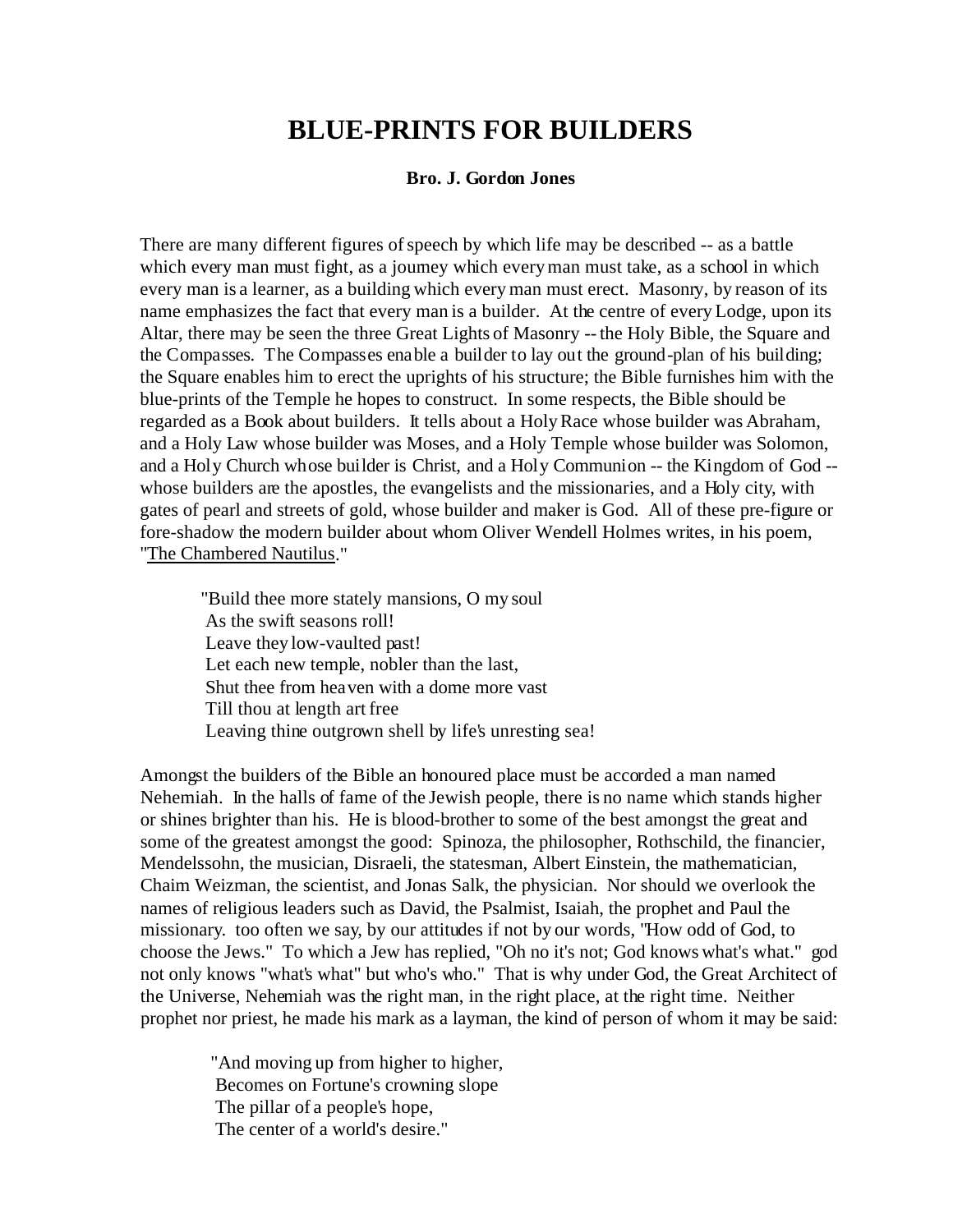# BLUE-PRINTS FOR BUILDERS

**Bro. J. Gordon Jones**

There are many different figures of speech by which life may be described -- as a battle which every man must fight, as a journey which every man must take, as a school in which every man is a learner, as a building which every man must erect. Masonry, by reason of its name emphasizes the fact that every man is a builder. At the centre of every Lodge, upon its Altar, there may be seen the three Great Lights of Masonry -- the Holy Bible, the Square and the Compasses. The Compasses enable a builder to lay out the ground-plan of his building; the Square enables him to erect the uprights of his structure; the Bible furnishes him with the blue-prints of the Temple he hopes to construct. In some respects, the Bible should be regarded as a Book about builders. It tells about a Holy Race whose builder was Abraham, and a Holy Law whose builder was Moses, and a Holy Temple whose builder was Solomon, and a Holy Church whose builder is Christ, and a Holy Communion -- the Kingdom of God -- whose builders are the apostles, the evangelists and the missionaries, and a Holy city, with gates of pearl and streets of gold, whose builder and maker is God. All of these pre-figure or fore-shadow the modern builder about whom Oliver Wendell Holmes writes, in his poem, "The Chambered Nautilus."

> "Build thee more stately mansions, O my soul
> As the swift seasons roll!
> Leave they low-vaulted past!
> Let each new temple, nobler than the last,
> Shut thee from heaven with a dome more vast
> Till thou at length art free
> Leaving thine outgrown shell by life's unresting sea!

Amongst the builders of the Bible an honoured place must be accorded a man named Nehemiah. In the halls of fame of the Jewish people, there is no name which stands higher or shines brighter than his. He is blood-brother to some of the best amongst the great and some of the greatest amongst the good: Spinoza, the philosopher, Rothschild, the financier, Mendelssohn, the musician, Disraeli, the statesman, Albert Einstein, the mathematician, Chaim Weizman, the scientist, and Jonas Salk, the physician. Nor should we overlook the names of religious leaders such as David, the Psalmist, Isaiah, the prophet and Paul the missionary. too often we say, by our attitudes if not by our words, "How odd of God, to choose the Jews." To which a Jew has replied, "Oh no it's not; God knows what's what." god not only knows "what's what" but who's who." That is why under God, the Great Architect of the Universe, Nehemiah was the right man, in the right place, at the right time. Neither prophet nor priest, he made his mark as a layman, the kind of person of whom it may be said:

> "And moving up from higher to higher,
> Becomes on Fortune's crowning slope
> The pillar of a people's hope,
> The center of a world's desire."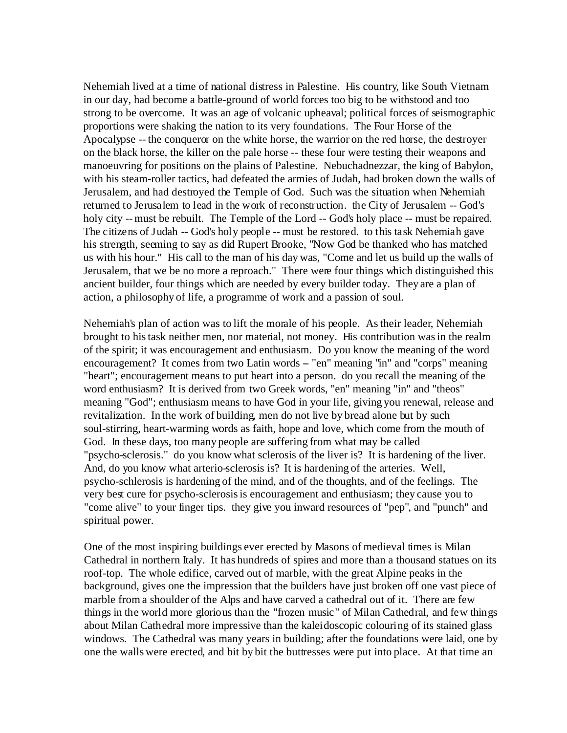Nehemiah lived at a time of national distress in Palestine. His country, like South Vietnam in our day, had become a battle-ground of world forces too big to be withstood and too strong to be overcome. It was an age of volcanic upheaval; political forces of seismographic proportions were shaking the nation to its very foundations. The Four Horse of the Apocalypse -- the conqueror on the white horse, the warrior on the red horse, the destroyer on the black horse, the killer on the pale horse -- these four were testing their weapons and manoeuvring for positions on the plains of Palestine. Nebuchadnezzar, the king of Babylon, with his steam-roller tactics, had defeated the armies of Judah, had broken down the walls of Jerusalem, and had destroyed the Temple of God. Such was the situation when Nehemiah returned to Jerusalem to lead in the work of reconstruction. the City of Jerusalem -- God's holy city -- must be rebuilt. The Temple of the Lord -- God's holy place -- must be repaired. The citizens of Judah -- God's holy people -- must be restored. to this task Nehemiah gave his strength, seeming to say as did Rupert Brooke, "Now God be thanked who has matched us with his hour." His call to the man of his day was, "Come and let us build up the walls of Jerusalem, that we be no more a reproach." There were four things which distinguished this ancient builder, four things which are needed by every builder today. They are a plan of action, a philosophy of life, a programme of work and a passion of soul.

Nehemiah's plan of action was to lift the morale of his people. As their leader, Nehemiah brought to his task neither men, nor material, not money. His contribution was in the realm of the spirit; it was encouragement and enthusiasm. Do you know the meaning of the word encouragement? It comes from two Latin words – "en" meaning "in" and "corps" meaning "heart"; encouragement means to put heart into a person. do you recall the meaning of the word enthusiasm? It is derived from two Greek words, "en" meaning "in" and "theos" meaning "God"; enthusiasm means to have God in your life, giving you renewal, release and revitalization. In the work of building, men do not live by bread alone but by such soul-stirring, heart-warming words as faith, hope and love, which come from the mouth of God. In these days, too many people are suffering from what may be called "psycho-sclerosis." do you know what sclerosis of the liver is? It is hardening of the liver. And, do you know what arterio-sclerosis is? It is hardening of the arteries. Well, psycho-schlerosis is hardening of the mind, and of the thoughts, and of the feelings. The very best cure for psycho-sclerosis is encouragement and enthusiasm; they cause you to "come alive" to your finger tips. they give you inward resources of "pep", and "punch" and spiritual power.

One of the most inspiring buildings ever erected by Masons of medieval times is Milan Cathedral in northern Italy. It has hundreds of spires and more than a thousand statues on its roof-top. The whole edifice, carved out of marble, with the great Alpine peaks in the background, gives one the impression that the builders have just broken off one vast piece of marble from a shoulder of the Alps and have carved a cathedral out of it. There are few things in the world more glorious than the "frozen music" of Milan Cathedral, and few things about Milan Cathedral more impressive than the kaleidoscopic colouring of its stained glass windows. The Cathedral was many years in building; after the foundations were laid, one by one the walls were erected, and bit by bit the buttresses were put into place. At that time an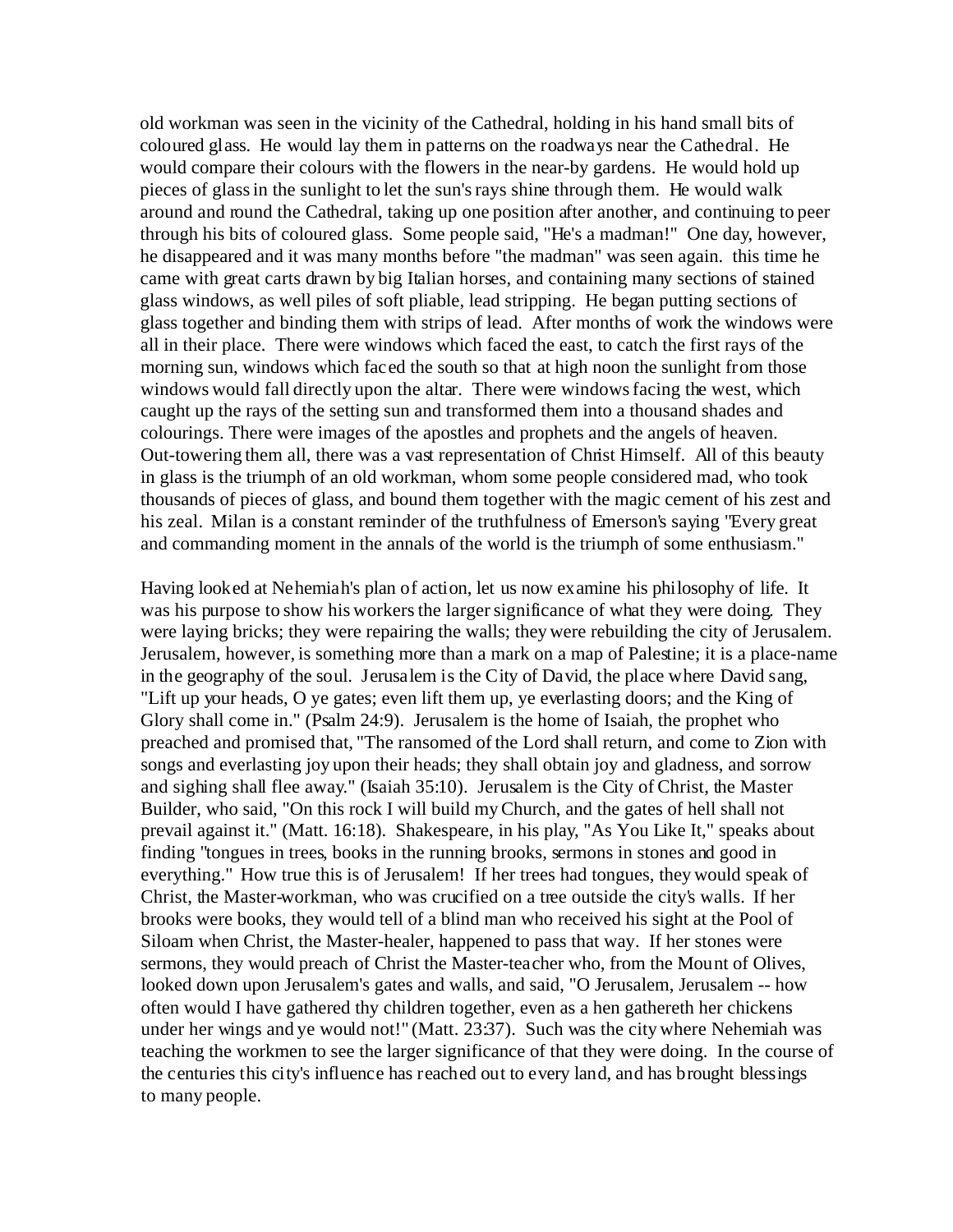old workman was seen in the vicinity of the Cathedral, holding in his hand small bits of coloured glass. He would lay them in patterns on the roadways near the Cathedral. He would compare their colours with the flowers in the near-by gardens. He would hold up pieces of glass in the sunlight to let the sun's rays shine through them. He would walk around and round the Cathedral, taking up one position after another, and continuing to peer through his bits of coloured glass. Some people said, "He's a madman!" One day, however, he disappeared and it was many months before "the madman" was seen again. this time he came with great carts drawn by big Italian horses, and containing many sections of stained glass windows, as well piles of soft pliable, lead stripping. He began putting sections of glass together and binding them with strips of lead. After months of work the windows were all in their place. There were windows which faced the east, to catch the first rays of the morning sun, windows which faced the south so that at high noon the sunlight from those windows would fall directly upon the altar. There were windows facing the west, which caught up the rays of the setting sun and transformed them into a thousand shades and colourings. There were images of the apostles and prophets and the angels of heaven. Out-towering them all, there was a vast representation of Christ Himself. All of this beauty in glass is the triumph of an old workman, whom some people considered mad, who took thousands of pieces of glass, and bound them together with the magic cement of his zest and his zeal. Milan is a constant reminder of the truthfulness of Emerson's saying "Every great and commanding moment in the annals of the world is the triumph of some enthusiasm."

Having looked at Nehemiah's plan of action, let us now examine his philosophy of life. It was his purpose to show his workers the larger significance of what they were doing. They were laying bricks; they were repairing the walls; they were rebuilding the city of Jerusalem. Jerusalem, however, is something more than a mark on a map of Palestine; it is a place-name in the geography of the soul. Jerusalem is the City of David, the place where David sang, "Lift up your heads, O ye gates; even lift them up, ye everlasting doors; and the King of Glory shall come in." (Psalm 24:9). Jerusalem is the home of Isaiah, the prophet who preached and promised that, "The ransomed of the Lord shall return, and come to Zion with songs and everlasting joy upon their heads; they shall obtain joy and gladness, and sorrow and sighing shall flee away." (Isaiah 35:10). Jerusalem is the City of Christ, the Master Builder, who said, "On this rock I will build my Church, and the gates of hell shall not prevail against it." (Matt. 16:18). Shakespeare, in his play, "As You Like It," speaks about finding "tongues in trees, books in the running brooks, sermons in stones and good in everything." How true this is of Jerusalem! If her trees had tongues, they would speak of Christ, the Master-workman, who was crucified on a tree outside the city's walls. If her brooks were books, they would tell of a blind man who received his sight at the Pool of Siloam when Christ, the Master-healer, happened to pass that way. If her stones were sermons, they would preach of Christ the Master-teacher who, from the Mount of Olives, looked down upon Jerusalem's gates and walls, and said, "O Jerusalem, Jerusalem -- how often would I have gathered thy children together, even as a hen gathereth her chickens under her wings and ye would not!" (Matt. 23:37). Such was the city where Nehemiah was teaching the workmen to see the larger significance of that they were doing. In the course of the centuries this city's influence has reached out to every land, and has brought blessings to many people.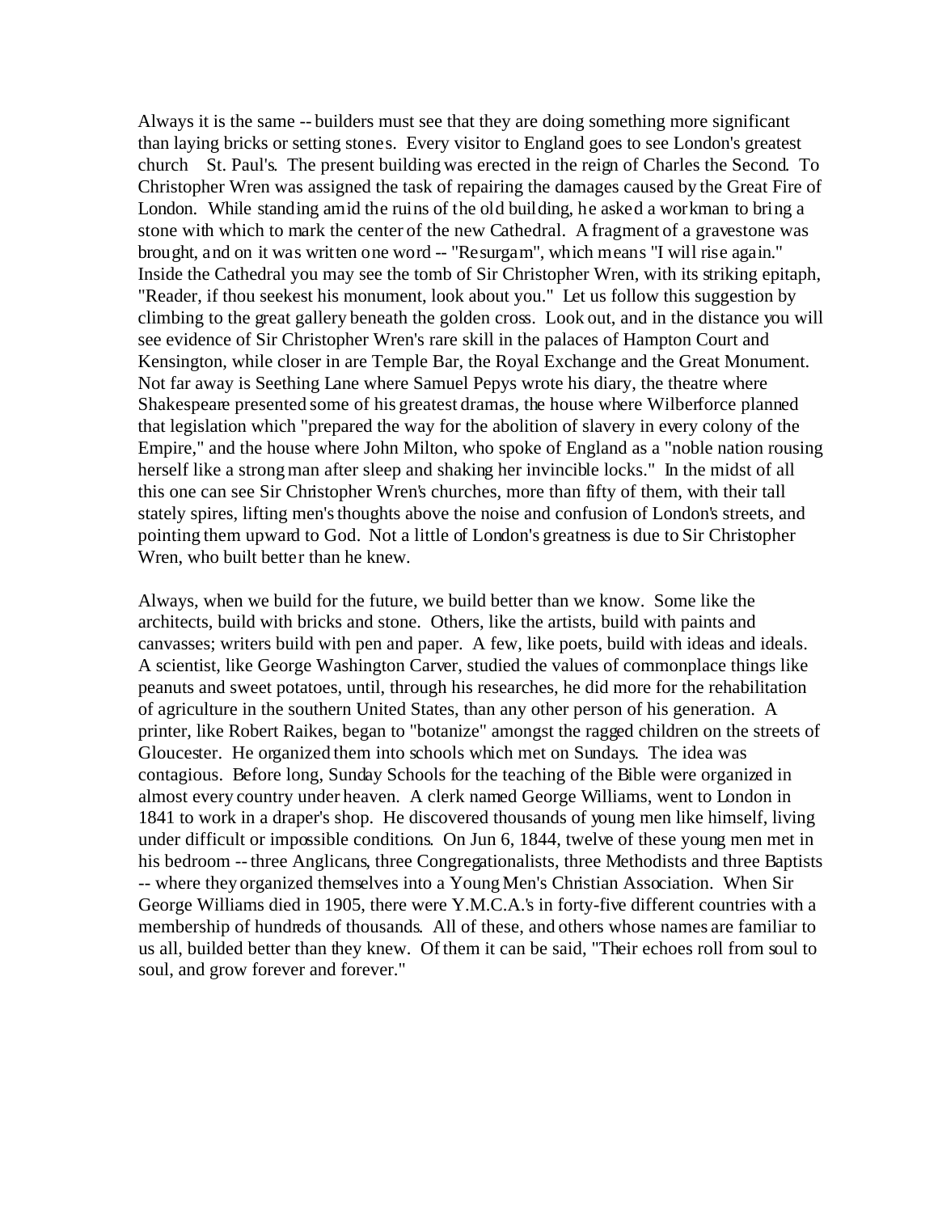Always it is the same -- builders must see that they are doing something more significant than laying bricks or setting stones. Every visitor to England goes to see London's greatest church St. Paul's. The present building was erected in the reign of Charles the Second. To Christopher Wren was assigned the task of repairing the damages caused by the Great Fire of London. While standing amid the ruins of the old building, he asked a workman to bring a stone with which to mark the center of the new Cathedral. A fragment of a gravestone was brought, and on it was written one word -- "Resurgam", which means "I will rise again." Inside the Cathedral you may see the tomb of Sir Christopher Wren, with its striking epitaph, "Reader, if thou seekest his monument, look about you." Let us follow this suggestion by climbing to the great gallery beneath the golden cross. Look out, and in the distance you will see evidence of Sir Christopher Wren's rare skill in the palaces of Hampton Court and Kensington, while closer in are Temple Bar, the Royal Exchange and the Great Monument. Not far away is Seething Lane where Samuel Pepys wrote his diary, the theatre where Shakespeare presented some of his greatest dramas, the house where Wilberforce planned that legislation which "prepared the way for the abolition of slavery in every colony of the Empire," and the house where John Milton, who spoke of England as a "noble nation rousing herself like a strong man after sleep and shaking her invincible locks." In the midst of all this one can see Sir Christopher Wren's churches, more than fifty of them, with their tall stately spires, lifting men's thoughts above the noise and confusion of London's streets, and pointing them upward to God. Not a little of London's greatness is due to Sir Christopher Wren, who built better than he knew.

Always, when we build for the future, we build better than we know. Some like the architects, build with bricks and stone. Others, like the artists, build with paints and canvasses; writers build with pen and paper. A few, like poets, build with ideas and ideals. A scientist, like George Washington Carver, studied the values of commonplace things like peanuts and sweet potatoes, until, through his researches, he did more for the rehabilitation of agriculture in the southern United States, than any other person of his generation. A printer, like Robert Raikes, began to "botanize" amongst the ragged children on the streets of Gloucester. He organized them into schools which met on Sundays. The idea was contagious. Before long, Sunday Schools for the teaching of the Bible were organized in almost every country under heaven. A clerk named George Williams, went to London in 1841 to work in a draper's shop. He discovered thousands of young men like himself, living under difficult or impossible conditions. On Jun 6, 1844, twelve of these young men met in his bedroom -- three Anglicans, three Congregationalists, three Methodists and three Baptists -- where they organized themselves into a Young Men's Christian Association. When Sir George Williams died in 1905, there were Y.M.C.A.'s in forty-five different countries with a membership of hundreds of thousands. All of these, and others whose names are familiar to us all, builded better than they knew. Of them it can be said, "Their echoes roll from soul to soul, and grow forever and forever."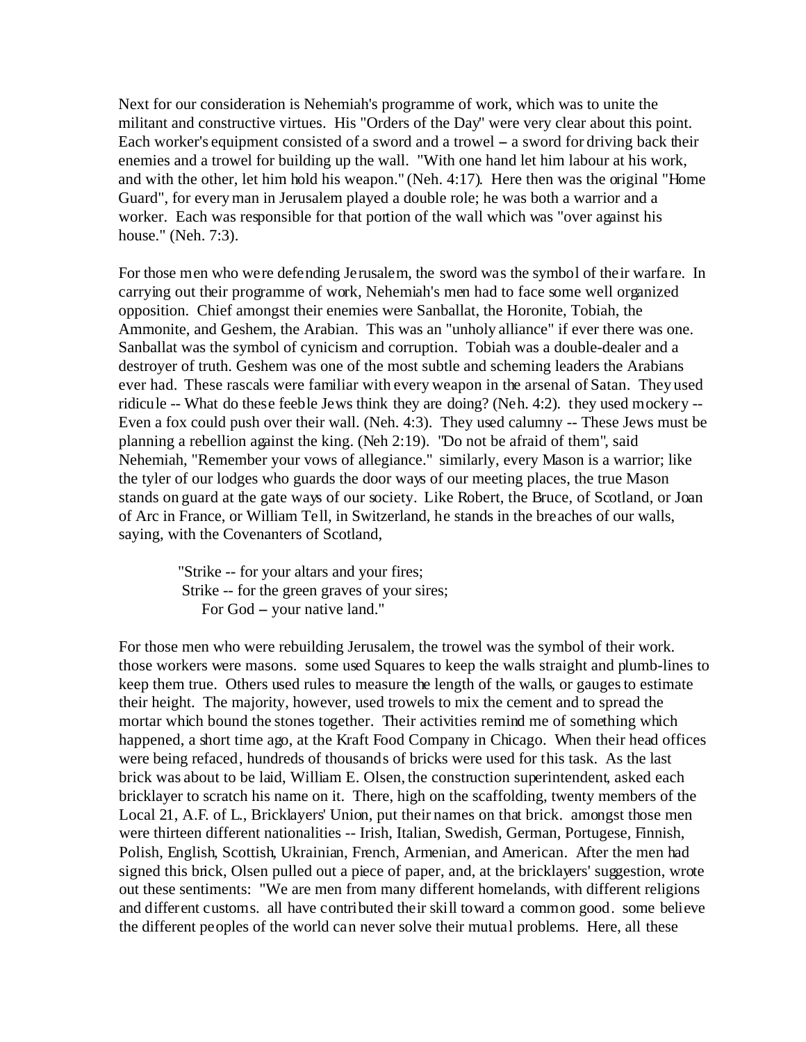Next for our consideration is Nehemiah's programme of work, which was to unite the militant and constructive virtues. His "Orders of the Day" were very clear about this point. Each worker's equipment consisted of a sword and a trowel – a sword for driving back their enemies and a trowel for building up the wall. "With one hand let him labour at his work, and with the other, let him hold his weapon." (Neh. 4:17). Here then was the original "Home Guard", for every man in Jerusalem played a double role; he was both a warrior and a worker. Each was responsible for that portion of the wall which was "over against his house." (Neh. 7:3).

For those men who were defending Jerusalem, the sword was the symbol of their warfare. In carrying out their programme of work, Nehemiah's men had to face some well organized opposition. Chief amongst their enemies were Sanballat, the Horonite, Tobiah, the Ammonite, and Geshem, the Arabian. This was an "unholy alliance" if ever there was one. Sanballat was the symbol of cynicism and corruption. Tobiah was a double-dealer and a destroyer of truth. Geshem was one of the most subtle and scheming leaders the Arabians ever had. These rascals were familiar with every weapon in the arsenal of Satan. They used ridicule -- What do these feeble Jews think they are doing? (Neh. 4:2). they used mockery -- Even a fox could push over their wall. (Neh. 4:3). They used calumny -- These Jews must be planning a rebellion against the king. (Neh 2:19). "Do not be afraid of them", said Nehemiah, "Remember your vows of allegiance." similarly, every Mason is a warrior; like the tyler of our lodges who guards the door ways of our meeting places, the true Mason stands on guard at the gate ways of our society. Like Robert, the Bruce, of Scotland, or Joan of Arc in France, or William Tell, in Switzerland, he stands in the breaches of our walls, saying, with the Covenanters of Scotland,

> "Strike -- for your altars and your fires;
> Strike -- for the green graves of your sires;
> For God – your native land."

For those men who were rebuilding Jerusalem, the trowel was the symbol of their work. those workers were masons. some used Squares to keep the walls straight and plumb-lines to keep them true. Others used rules to measure the length of the walls, or gauges to estimate their height. The majority, however, used trowels to mix the cement and to spread the mortar which bound the stones together. Their activities remind me of something which happened, a short time ago, at the Kraft Food Company in Chicago. When their head offices were being refaced, hundreds of thousands of bricks were used for this task. As the last brick was about to be laid, William E. Olsen, the construction superintendent, asked each bricklayer to scratch his name on it. There, high on the scaffolding, twenty members of the Local 21, A.F. of L., Bricklayers' Union, put their names on that brick. amongst those men were thirteen different nationalities -- Irish, Italian, Swedish, German, Portugese, Finnish, Polish, English, Scottish, Ukrainian, French, Armenian, and American. After the men had signed this brick, Olsen pulled out a piece of paper, and, at the bricklayers' suggestion, wrote out these sentiments: "We are men from many different homelands, with different religions and different customs. all have contributed their skill toward a common good. some believe the different peoples of the world can never solve their mutual problems. Here, all these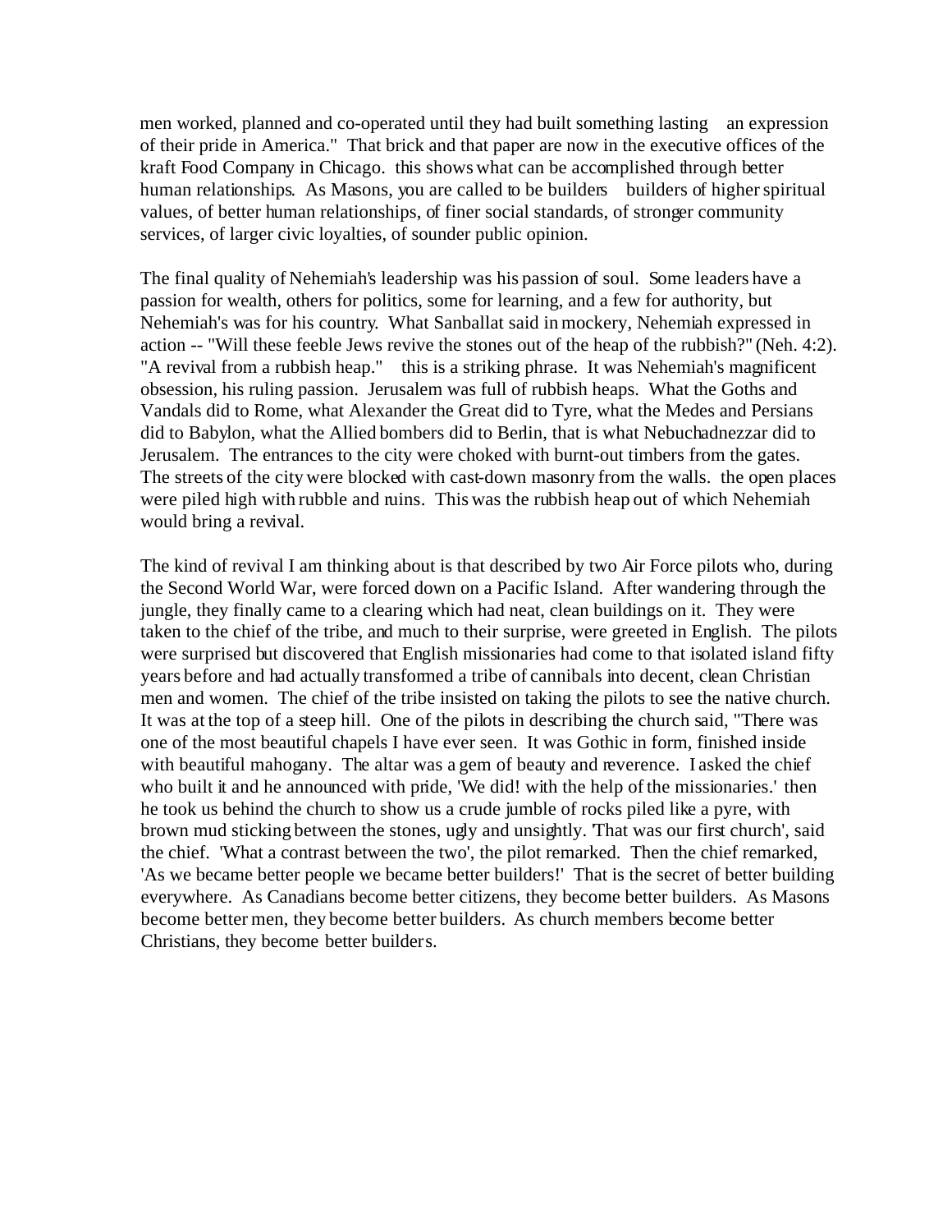men worked, planned and co-operated until they had built something lasting  an expression of their pride in America." That brick and that paper are now in the executive offices of the kraft Food Company in Chicago. this shows what can be accomplished through better human relationships. As Masons, you are called to be builders  builders of higher spiritual values, of better human relationships, of finer social standards, of stronger community services, of larger civic loyalties, of sounder public opinion.

The final quality of Nehemiah's leadership was his passion of soul. Some leaders have a passion for wealth, others for politics, some for learning, and a few for authority, but Nehemiah's was for his country. What Sanballat said in mockery, Nehemiah expressed in action -- "Will these feeble Jews revive the stones out of the heap of the rubbish?" (Neh. 4:2). "A revival from a rubbish heap."  this is a striking phrase. It was Nehemiah's magnificent obsession, his ruling passion. Jerusalem was full of rubbish heaps. What the Goths and Vandals did to Rome, what Alexander the Great did to Tyre, what the Medes and Persians did to Babylon, what the Allied bombers did to Berlin, that is what Nebuchadnezzar did to Jerusalem. The entrances to the city were choked with burnt-out timbers from the gates. The streets of the city were blocked with cast-down masonry from the walls. the open places were piled high with rubble and ruins. This was the rubbish heap out of which Nehemiah would bring a revival.

The kind of revival I am thinking about is that described by two Air Force pilots who, during the Second World War, were forced down on a Pacific Island. After wandering through the jungle, they finally came to a clearing which had neat, clean buildings on it. They were taken to the chief of the tribe, and much to their surprise, were greeted in English. The pilots were surprised but discovered that English missionaries had come to that isolated island fifty years before and had actually transformed a tribe of cannibals into decent, clean Christian men and women. The chief of the tribe insisted on taking the pilots to see the native church. It was at the top of a steep hill. One of the pilots in describing the church said, "There was one of the most beautiful chapels I have ever seen. It was Gothic in form, finished inside with beautiful mahogany. The altar was a gem of beauty and reverence. I asked the chief who built it and he announced with pride, 'We did! with the help of the missionaries.' then he took us behind the church to show us a crude jumble of rocks piled like a pyre, with brown mud sticking between the stones, ugly and unsightly. 'That was our first church', said the chief. 'What a contrast between the two', the pilot remarked. Then the chief remarked, 'As we became better people we became better builders!' That is the secret of better building everywhere. As Canadians become better citizens, they become better builders. As Masons become better men, they become better builders. As church members become better Christians, they become better builders.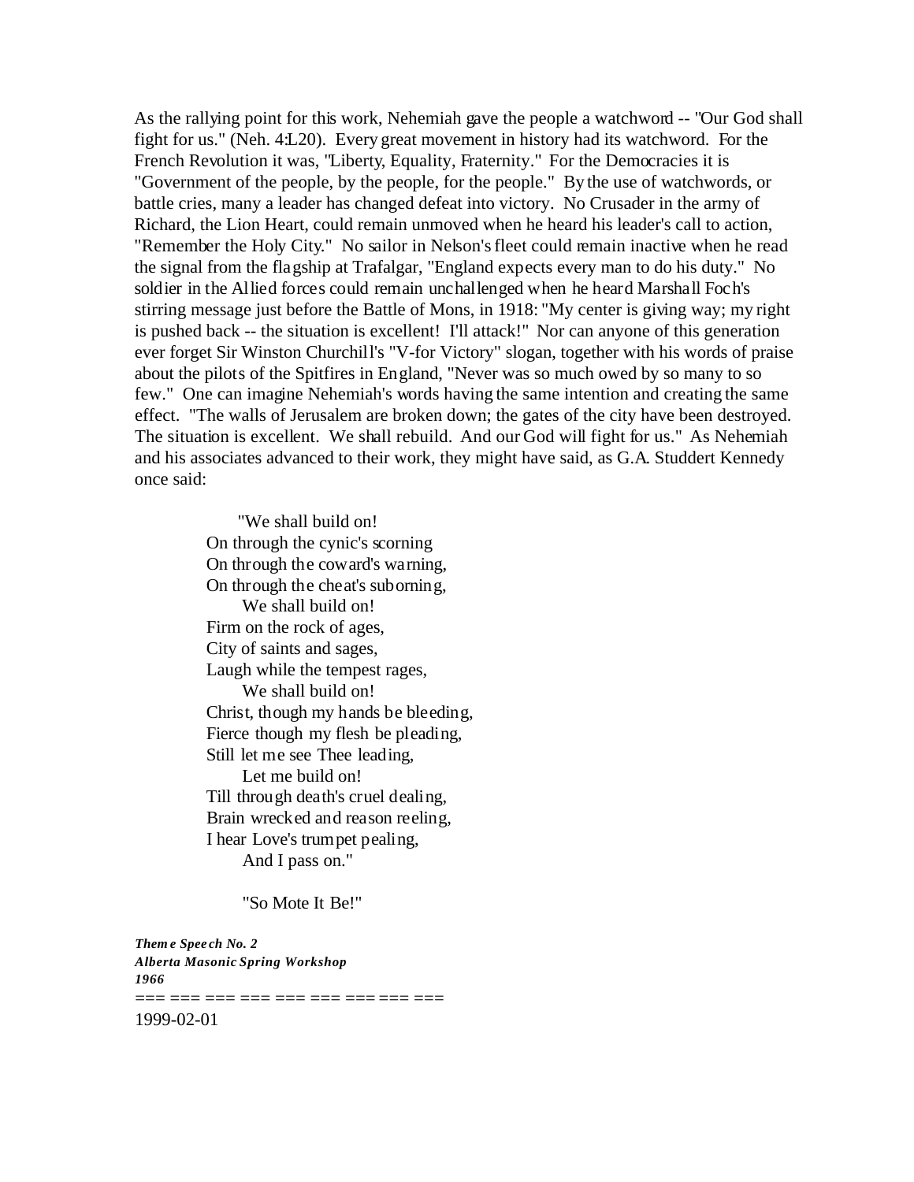As the rallying point for this work, Nehemiah gave the people a watchword -- "Our God shall fight for us." (Neh. 4:L20). Every great movement in history had its watchword. For the French Revolution it was, "Liberty, Equality, Fraternity." For the Democracies it is "Government of the people, by the people, for the people." By the use of watchwords, or battle cries, many a leader has changed defeat into victory. No Crusader in the army of Richard, the Lion Heart, could remain unmoved when he heard his leader's call to action, "Remember the Holy City." No sailor in Nelson's fleet could remain inactive when he read the signal from the flagship at Trafalgar, "England expects every man to do his duty." No soldier in the Allied forces could remain unchallenged when he heard Marshall Foch's stirring message just before the Battle of Mons, in 1918: "My center is giving way; my right is pushed back -- the situation is excellent! I'll attack!" Nor can anyone of this generation ever forget Sir Winston Churchill's "V-for Victory" slogan, together with his words of praise about the pilots of the Spitfires in England, "Never was so much owed by so many to so few." One can imagine Nehemiah's words having the same intention and creating the same effect. "The walls of Jerusalem are broken down; the gates of the city have been destroyed. The situation is excellent. We shall rebuild. And our God will fight for us." As Nehemiah and his associates advanced to their work, they might have said, as G.A. Studdert Kennedy once said:

> "We shall build on!
> On through the cynic's scorning
> On through the coward's warning,
> On through the cheat's suborning,
> We shall build on!
> Firm on the rock of ages,
> City of saints and sages,
> Laugh while the tempest rages,
> We shall build on!
> Christ, though my hands be bleeding,
> Fierce though my flesh be pleading,
> Still let me see Thee leading,
> Let me build on!
> Till through death's cruel dealing,
> Brain wrecked and reason reeling,
> I hear Love's trumpet pealing,
> And I pass on."
>
> "So Mote It Be!"

***Theme Speech No. 2***
***Alberta Masonic Spring Workshop***
***1966***

=== === === === === === === === ===

1999-02-01